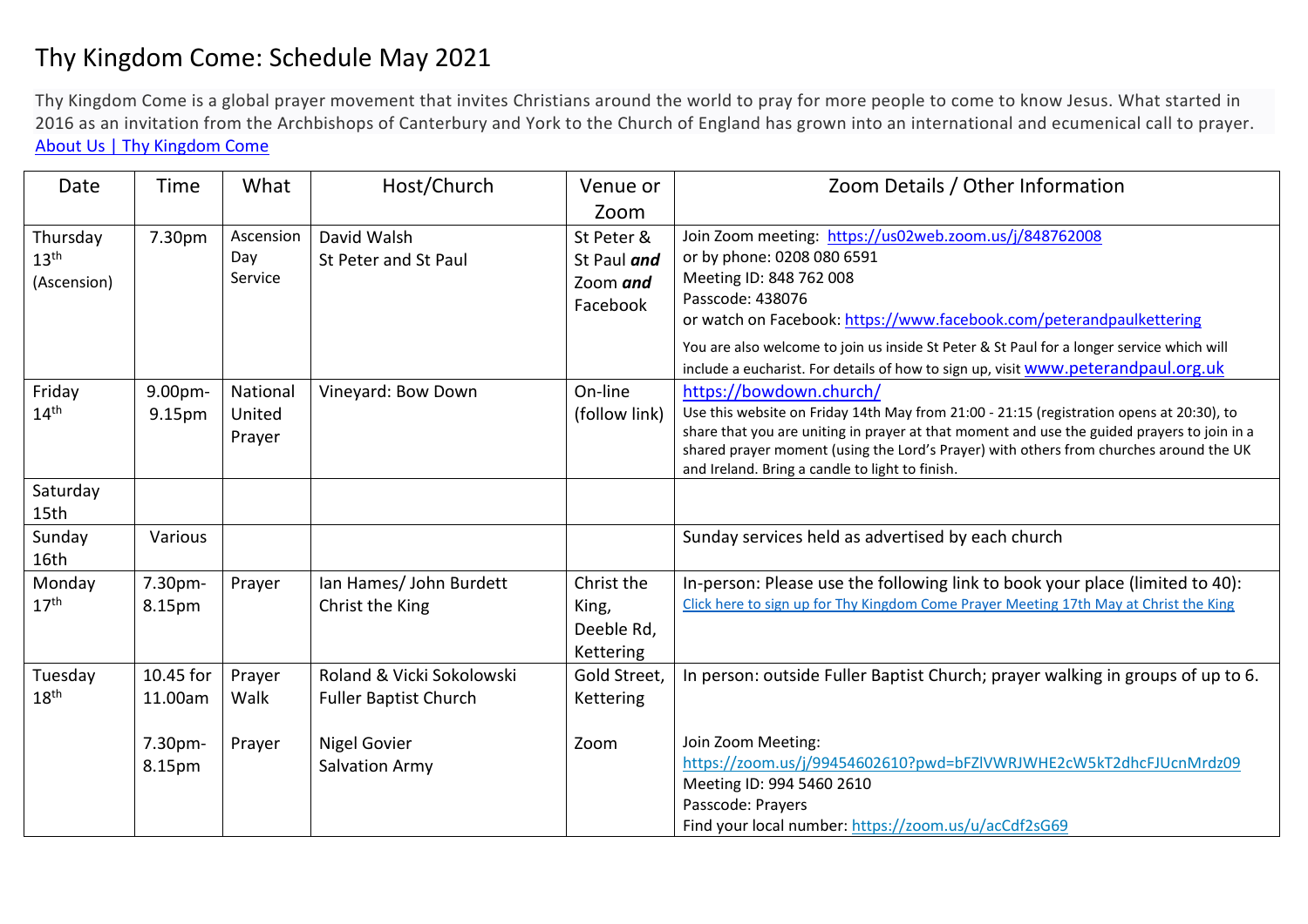# Thy Kingdom Come: Schedule May 2021

Thy Kingdom Come is a global prayer movement that invites Christians around the world to pray for more people to come to know Jesus. What started in 2016 as an invitation from the Archbishops of Canterbury and York to the Church of England has grown into an international and ecumenical call to prayer. [About Us | Thy Kingdom Come]

| Date | Time | What | Host/Church | Venue or Zoom | Zoom Details / Other Information |
|---|---|---|---|---|---|
| Thursday 13th (Ascension) | 7.30pm | Ascension Day Service | David Walsh<br>St Peter and St Paul | St Peter & St Paul ***and*** Zoom ***and*** Facebook | Join Zoom meeting: https://us02web.zoom.us/j/848762008<br>or by phone: 0208 080 6591<br>Meeting ID: 848 762 008<br>Passcode: 438076<br>or watch on Facebook: https://www.facebook.com/peterandpaulkettering<br>You are also welcome to join us inside St Peter & St Paul for a longer service which will include a eucharist. For details of how to sign up, visit www.peterandpaul.org.uk |
| Friday 14th | 9.00pm-9.15pm | National United Prayer | Vineyard: Bow Down | On-line (follow link) | https://bowdown.church/<br>Use this website on Friday 14th May from 21:00 - 21:15 (registration opens at 20:30), to share that you are uniting in prayer at that moment and use the guided prayers to join in a shared prayer moment (using the Lord's Prayer) with others from churches around the UK and Ireland. Bring a candle to light to finish. |
| Saturday 15th | | | | | |
| Sunday 16th | Various | | | | Sunday services held as advertised by each church |
| Monday 17th | 7.30pm-8.15pm | Prayer | Ian Hames/ John Burdett<br>Christ the King | Christ the King, Deeble Rd, Kettering | In-person: Please use the following link to book your place (limited to 40):<br>Click here to sign up for Thy Kingdom Come Prayer Meeting 17th May at Christ the King |
| Tuesday 18th | 10.45 for 11.00am<br><br>7.30pm-8.15pm | Prayer Walk<br><br>Prayer | Roland & Vicki Sokolowski<br>Fuller Baptist Church<br><br>Nigel Govier<br>Salvation Army | Gold Street, Kettering<br><br>Zoom | In person: outside Fuller Baptist Church; prayer walking in groups of up to 6.<br><br>Join Zoom Meeting:<br>https://zoom.us/j/99454602610?pwd=bFZlVWRJWHE2cW5kT2dhcFJUcnMrdz09<br>Meeting ID: 994 5460 2610<br>Passcode: Prayers<br>Find your local number: https://zoom.us/u/acCdf2sG69 |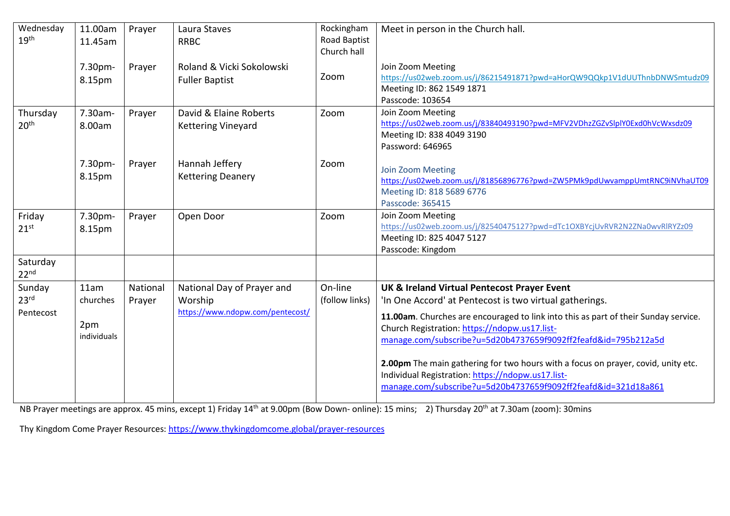| | | | | | |
|---|---|---|---|---|---|
| Wednesday 19th | 11.00am 11.45am | Prayer | Laura Staves RRBC | Rockingham Road Baptist Church hall | Meet in person in the Church hall. |
| | 7.30pm- 8.15pm | Prayer | Roland & Vicki Sokolowski Fuller Baptist | Zoom | Join Zoom Meeting https://us02web.zoom.us/j/86215491871?pwd=aHorQW9QQkp1V1dUUThnbDNWSmtudz09 Meeting ID: 862 1549 1871 Passcode: 103654 |
| Thursday 20th | 7.30am- 8.00am | Prayer | David & Elaine Roberts Kettering Vineyard | Zoom | Join Zoom Meeting https://us02web.zoom.us/j/83840493190?pwd=MFV2VDhzZGZvSlplY0Exd0hVcWxsdz09 Meeting ID: 838 4049 3190 Password: 646965 |
| | 7.30pm- 8.15pm | Prayer | Hannah Jeffery Kettering Deanery | Zoom | Join Zoom Meeting https://us02web.zoom.us/j/81856896776?pwd=ZW5PMk9pdUwvamppUmtRNC9iNVhaUT09 Meeting ID: 818 5689 6776 Passcode: 365415 |
| Friday 21st | 7.30pm- 8.15pm | Prayer | Open Door | Zoom | Join Zoom Meeting https://us02web.zoom.us/j/82540475127?pwd=dTc1OXBYcjUvRVR2N2ZNa0wvRlRYZz09 Meeting ID: 825 4047 5127 Passcode: Kingdom |
| Saturday 22nd | | | | | |
| Sunday 23rd Pentecost | 11am churches 2pm individuals | National Prayer | National Day of Prayer and Worship https://www.ndopw.com/pentecost/ | On-line (follow links) | **UK & Ireland Virtual Pentecost Prayer Event** 'In One Accord' at Pentecost is two virtual gatherings. **11.00am**. Churches are encouraged to link into this as part of their Sunday service. Church Registration: https://ndopw.us17.list-manage.com/subscribe?u=5d20b4737659f9092ff2feafd&id=795b212a5d **2.00pm** The main gathering for two hours with a focus on prayer, covid, unity etc. Individual Registration: https://ndopw.us17.list-manage.com/subscribe?u=5d20b4737659f9092ff2feafd&id=321d18a861 |

NB Prayer meetings are approx. 45 mins, except 1) Friday 14th at 9.00pm (Bow Down- online): 15 mins; 2) Thursday 20th at 7.30am (zoom): 30mins

Thy Kingdom Come Prayer Resources: https://www.thykingdomcome.global/prayer-resources